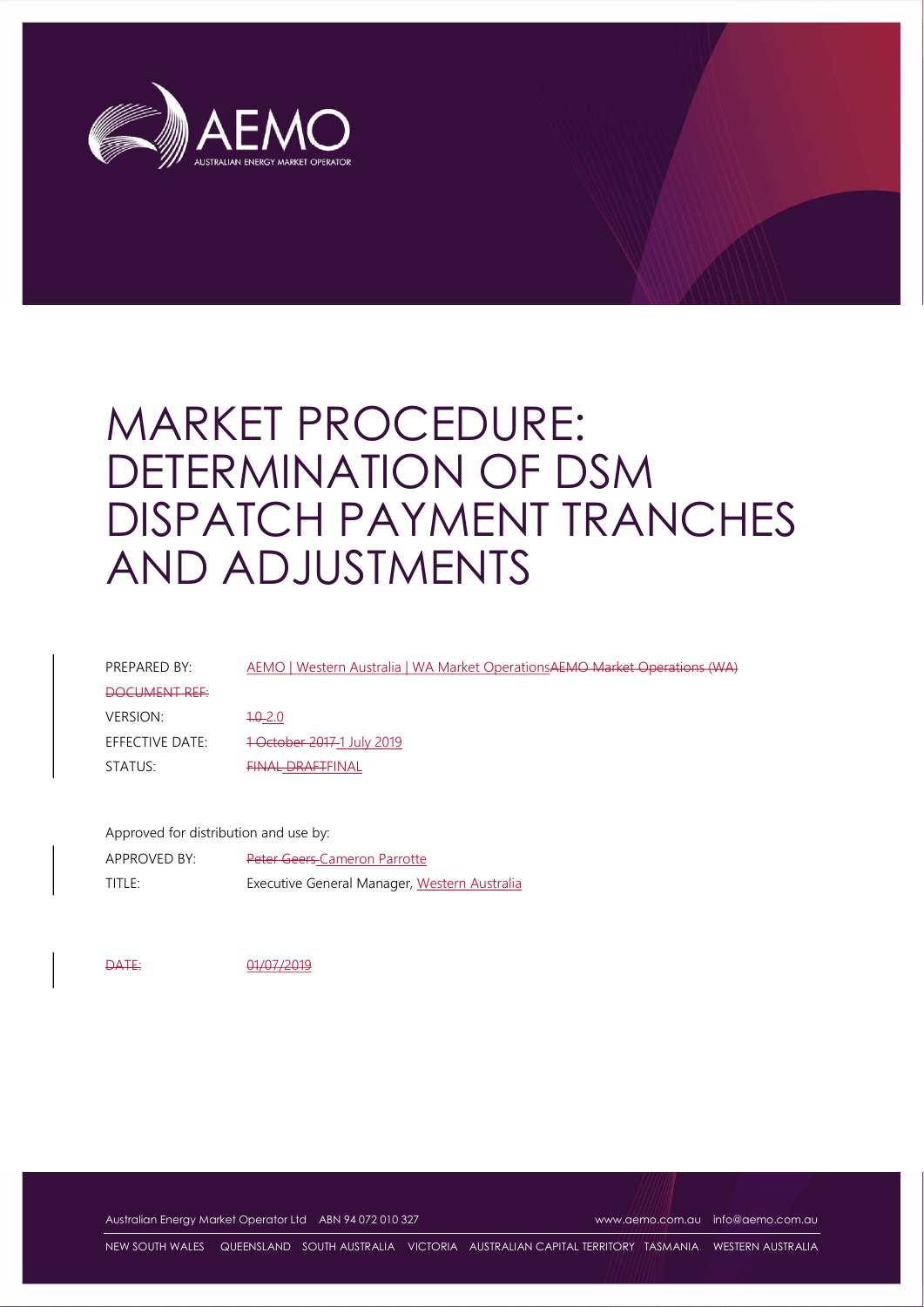AEMO

AUSTRALIAN ENERGY MARKET OPERATOR

# MARKET PROCEDURE: DETERMINATION OF DSM DISPATCH PAYMENT TRANCHES AND ADJUSTMENTS

| | |
|---|---|
| PREPARED BY: | ~~AEMO Market Operations (WA)~~ AEMO \| Western Australia \| WA Market Operations |
| ~~DOCUMENT REF:~~ | |
| VERSION: | ~~1.0~~ 2.0 |
| EFFECTIVE DATE: | ~~1 October 2017~~ 1 July 2019 |
| STATUS: | ~~FINAL DRAFT~~ FINAL |

Approved for distribution and use by:

| | |
|---|---|
| APPROVED BY: | ~~Peter Geers~~ Cameron Parrotte |
| TITLE: | Executive General Manager, Western Australia |
| ~~DATE:~~ | ~~01/07/2019~~ |

Australian Energy Market Operator Ltd ABN 94 072 010 327 www.aemo.com.au info@aemo.com.au

NEW SOUTH WALES QUEENSLAND SOUTH AUSTRALIA VICTORIA AUSTRALIAN CAPITAL TERRITORY TASMANIA WESTERN AUSTRALIA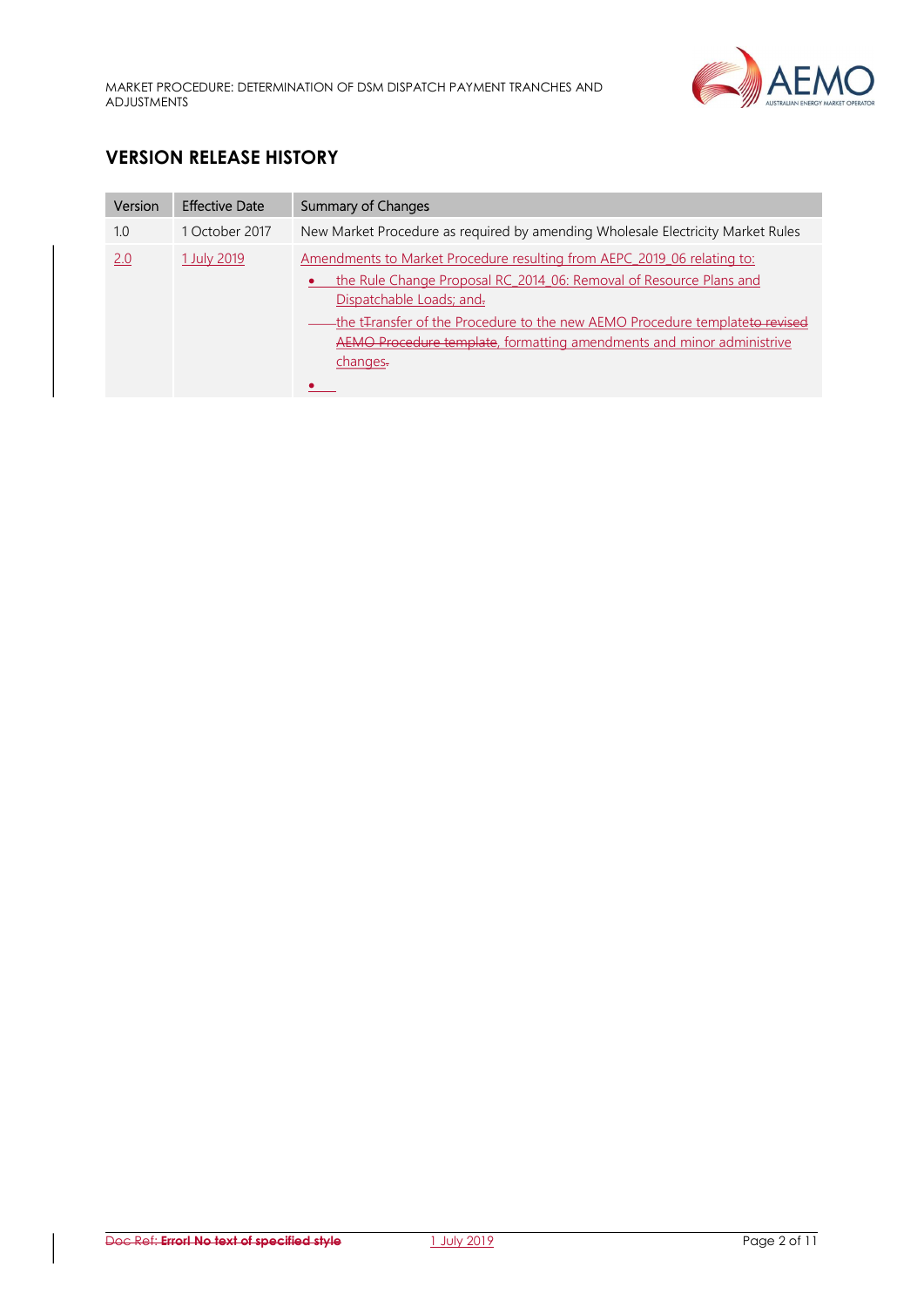## VERSION RELEASE HISTORY

| Version | Effective Date | Summary of Changes |
|---|---|---|
| 1.0 | 1 October 2017 | New Market Procedure as required by amending Wholesale Electricity Market Rules |
| 2.0 | 1 July 2019 | Amendments to Market Procedure resulting from AEPC_2019_06 relating to: <br>• the Rule Change Proposal RC_2014_06: Removal of Resource Plans and Dispatchable Loads; and <br>• the Transfer of the Procedure to the new AEMO Procedure template, formatting amendments and minor administrive changes |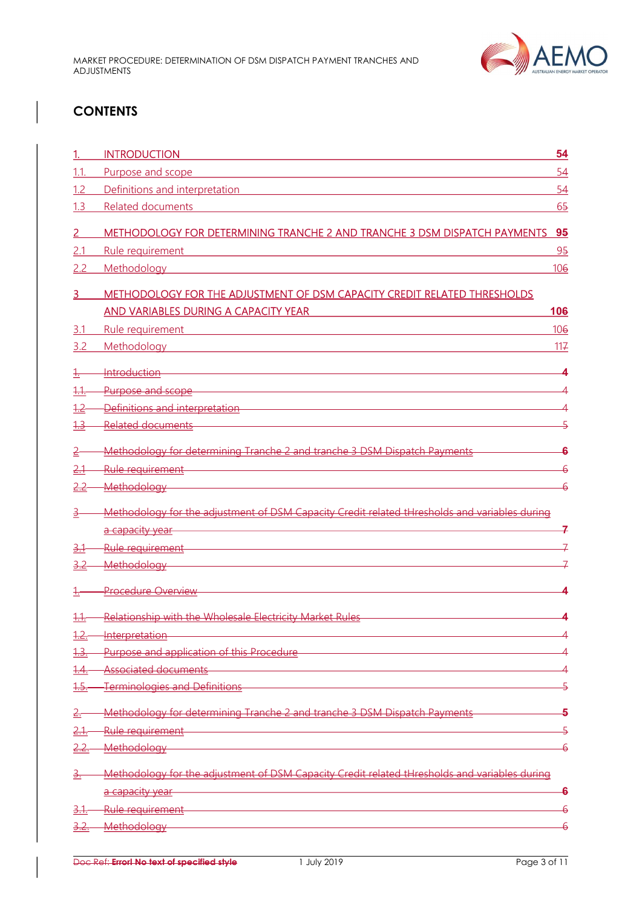# CONTENTS

| | | |
|---|---|---|
| 1. | INTRODUCTION | 54 |
| 1.1. | Purpose and scope | 54 |
| 1.2 | Definitions and interpretation | 54 |
| 1.3 | Related documents | 65 |
| 2 | METHODOLOGY FOR DETERMINING TRANCHE 2 AND TRANCHE 3 DSM DISPATCH PAYMENTS | 95 |
| 2.1 | Rule requirement | 95 |
| 2.2 | Methodology | 106 |
| 3 | METHODOLOGY FOR THE ADJUSTMENT OF DSM CAPACITY CREDIT RELATED THRESHOLDS AND VARIABLES DURING A CAPACITY YEAR | 106 |
| 3.1 | Rule requirement | 106 |
| 3.2 | Methodology | 117 |
| ~~1.~~ | ~~Introduction~~ | ~~4~~ |
| ~~1.1.~~ | ~~Purpose and scope~~ | ~~4~~ |
| ~~1.2~~ | ~~Definitions and interpretation~~ | ~~4~~ |
| ~~1.3~~ | ~~Related documents~~ | ~~5~~ |
| ~~2~~ | ~~Methodology for determining Tranche 2 and tranche 3 DSM Dispatch Payments~~ | ~~6~~ |
| ~~2.1~~ | ~~Rule requirement~~ | ~~6~~ |
| ~~2.2~~ | ~~Methodology~~ | ~~6~~ |
| ~~3~~ | ~~Methodology for the adjustment of DSM Capacity Credit related tHresholds and variables during a capacity year~~ | ~~7~~ |
| ~~3.1~~ | ~~Rule requirement~~ | ~~7~~ |
| ~~3.2~~ | ~~Methodology~~ | ~~7~~ |
| ~~1.~~ | ~~Procedure Overview~~ | ~~4~~ |
| ~~1.1.~~ | ~~Relationship with the Wholesale Electricity Market Rules~~ | ~~4~~ |
| ~~1.2.~~ | ~~Interpretation~~ | ~~4~~ |
| ~~1.3.~~ | ~~Purpose and application of this Procedure~~ | ~~4~~ |
| ~~1.4.~~ | ~~Associated documents~~ | ~~4~~ |
| ~~1.5.~~ | ~~Terminologies and Definitions~~ | ~~5~~ |
| ~~2.~~ | ~~Methodology for determining Tranche 2 and tranche 3 DSM Dispatch Payments~~ | ~~5~~ |
| ~~2.1.~~ | ~~Rule requirement~~ | ~~5~~ |
| ~~2.2.~~ | ~~Methodology~~ | ~~6~~ |
| ~~3.~~ | ~~Methodology for the adjustment of DSM Capacity Credit related tHresholds and variables during a capacity year~~ | ~~6~~ |
| ~~3.1.~~ | ~~Rule requirement~~ | ~~6~~ |
| ~~3.2.~~ | ~~Methodology~~ | ~~6~~ |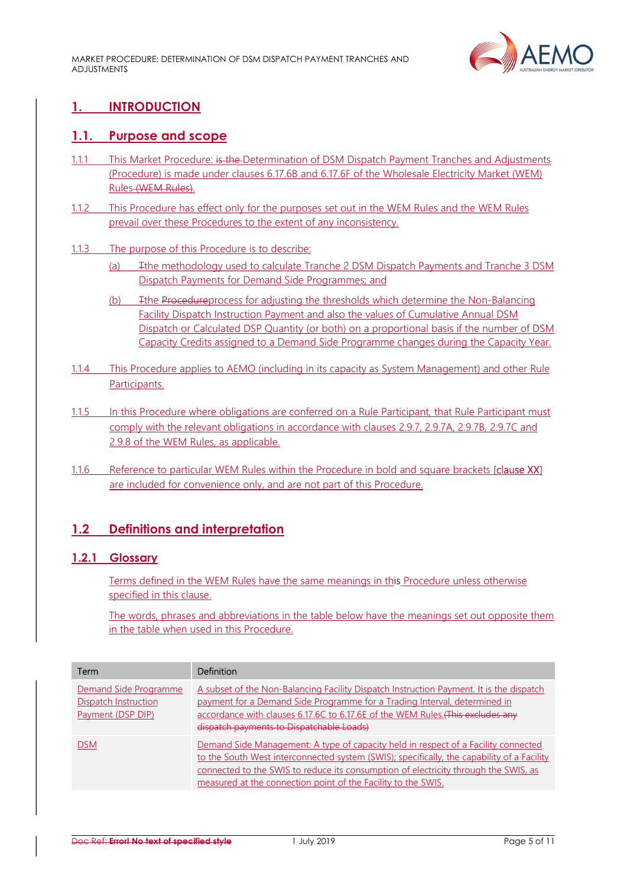# 1. INTRODUCTION

## 1.1. Purpose and scope

1.1.1 This Market Procedure: is the Determination of DSM Dispatch Payment Tranches and Adjustments (Procedure) is made under clauses 6.17.6B and 6.17.6F of the Wholesale Electricity Market (WEM) Rules (WEM Rules).

1.1.2 This Procedure has effect only for the purposes set out in the WEM Rules and the WEM Rules prevail over these Procedures to the extent of any inconsistency.

1.1.3 The purpose of this Procedure is to describe:

(a) Tthe methodology used to calculate Tranche 2 DSM Dispatch Payments and Tranche 3 DSM Dispatch Payments for Demand Side Programmes; and

(b) Tthe Procedureprocess for adjusting the thresholds which determine the Non-Balancing Facility Dispatch Instruction Payment and also the values of Cumulative Annual DSM Dispatch or Calculated DSP Quantity (or both) on a proportional basis if the number of DSM Capacity Credits assigned to a Demand Side Programme changes during the Capacity Year.

1.1.4 This Procedure applies to AEMO (including in its capacity as System Management) and other Rule Participants.

1.1.5 In this Procedure where obligations are conferred on a Rule Participant, that Rule Participant must comply with the relevant obligations in accordance with clauses 2.9.7, 2.9.7A, 2.9.7B, 2.9.7C and 2.9.8 of the WEM Rules, as applicable.

1.1.6 Reference to particular WEM Rules within the Procedure in bold and square brackets **[clause XX]** are included for convenience only, and are not part of this Procedure.

## 1.2 Definitions and interpretation

### 1.2.1 Glossary

Terms defined in the WEM Rules have the same meanings in this Procedure unless otherwise specified in this clause.

The words, phrases and abbreviations in the table below have the meanings set out opposite them in the table when used in this Procedure.

| Term | Definition |
|---|---|
| Demand Side Programme Dispatch Instruction Payment (DSP DIP) | A subset of the Non-Balancing Facility Dispatch Instruction Payment. It is the dispatch payment for a Demand Side Programme for a Trading Interval, determined in accordance with clauses 6.17.6C to 6.17.6E of the WEM Rules.(This excludes any dispatch payments to Dispatchable Loads) |
| DSM | Demand Side Management: A type of capacity held in respect of a Facility connected to the South West interconnected system (SWIS); specifically, the capability of a Facility connected to the SWIS to reduce its consumption of electricity through the SWIS, as measured at the connection point of the Facility to the SWIS. |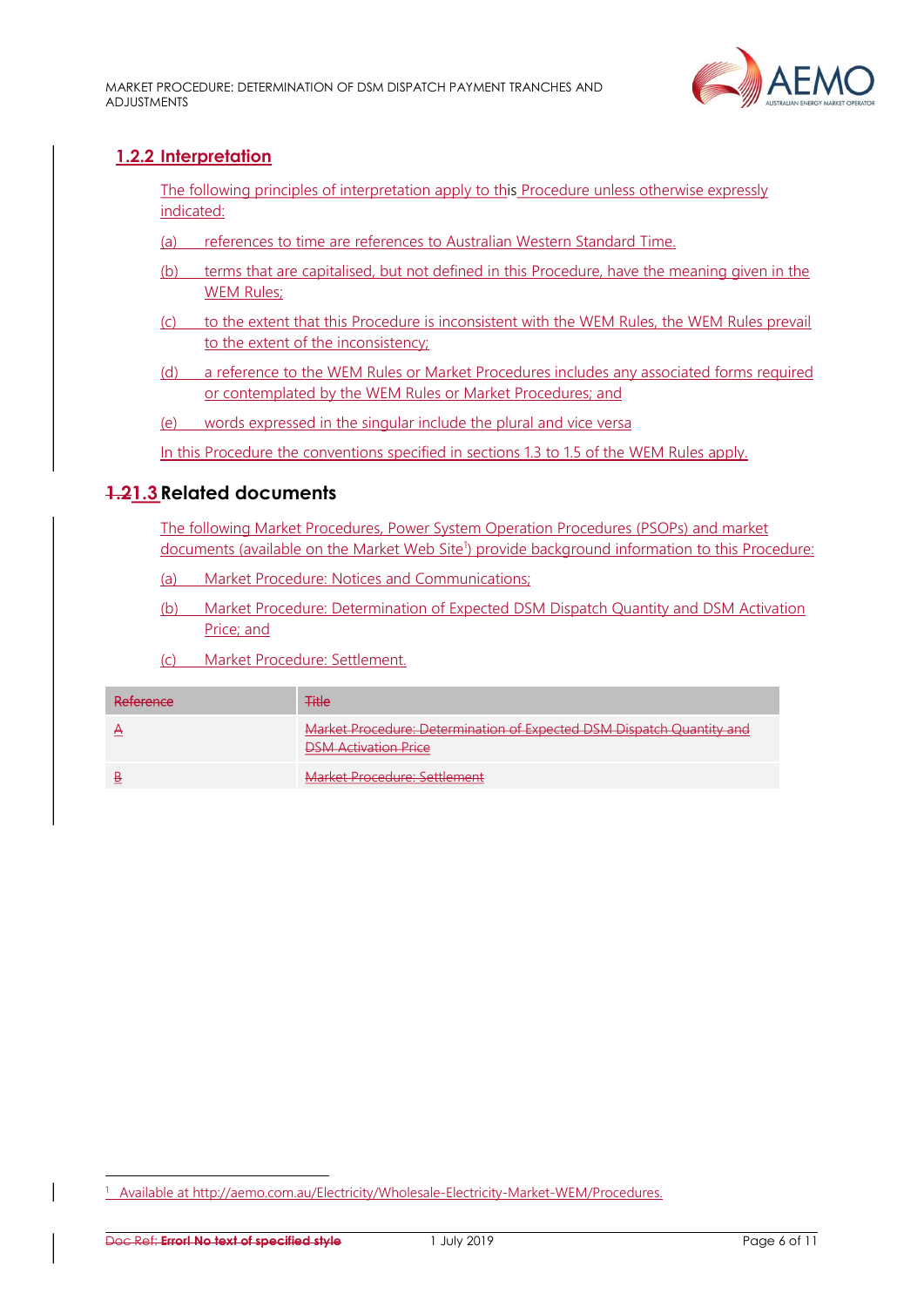### 1.2.2 Interpretation

The following principles of interpretation apply to this Procedure unless otherwise expressly indicated:

(a) references to time are references to Australian Western Standard Time.

(b) terms that are capitalised, but not defined in this Procedure, have the meaning given in the WEM Rules;

(c) to the extent that this Procedure is inconsistent with the WEM Rules, the WEM Rules prevail to the extent of the inconsistency;

(d) a reference to the WEM Rules or Market Procedures includes any associated forms required or contemplated by the WEM Rules or Market Procedures; and

(e) words expressed in the singular include the plural and vice versa

In this Procedure the conventions specified in sections 1.3 to 1.5 of the WEM Rules apply.

## 1.21.3 Related documents

The following Market Procedures, Power System Operation Procedures (PSOPs) and market documents (available on the Market Web Site[1]) provide background information to this Procedure:

(a) Market Procedure: Notices and Communications;

(b) Market Procedure: Determination of Expected DSM Dispatch Quantity and DSM Activation Price; and

(c) Market Procedure: Settlement.

| Reference | Title |
|---|---|
| A | Market Procedure: Determination of Expected DSM Dispatch Quantity and DSM Activation Price |
| B | Market Procedure: Settlement |

[1] Available at http://aemo.com.au/Electricity/Wholesale-Electricity-Market-WEM/Procedures.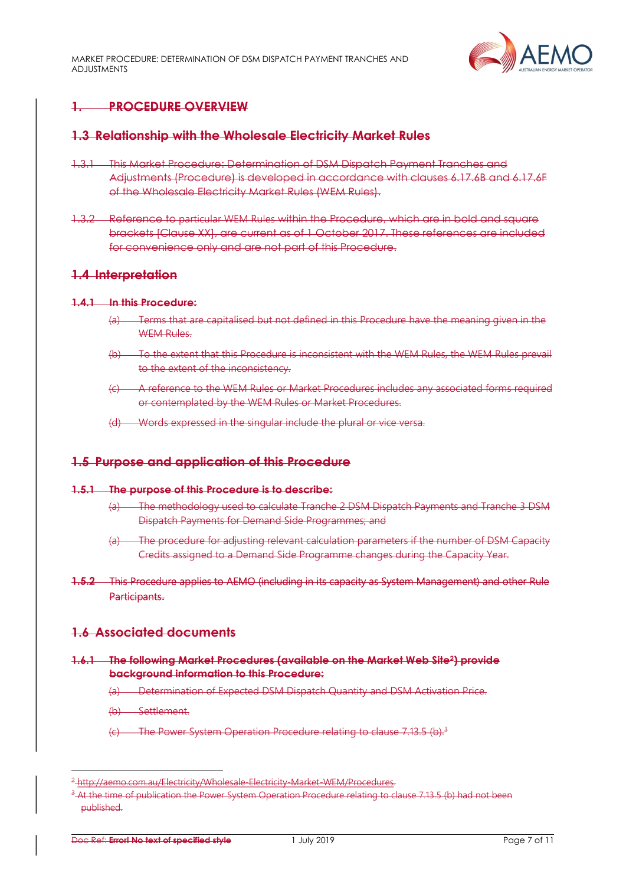# 1. PROCEDURE OVERVIEW

## 1.3 Relationship with the Wholesale Electricity Market Rules

1.3.1 This Market Procedure: Determination of DSM Dispatch Payment Tranches and Adjustments (Procedure) is developed in accordance with clauses 6.17.6B and 6.17.6F of the Wholesale Electricity Market Rules (WEM Rules).

1.3.2 Reference to particular WEM Rules within the Procedure, which are in bold and square brackets [Clause XX], are current as of 1 October 2017. These references are included for convenience only and are not part of this Procedure.

## 1.4 Interpretation

**1.4.1 In this Procedure:**

(a) Terms that are capitalised but not defined in this Procedure have the meaning given in the WEM Rules.

(b) To the extent that this Procedure is inconsistent with the WEM Rules, the WEM Rules prevail to the extent of the inconsistency.

(c) A reference to the WEM Rules or Market Procedures includes any associated forms required or contemplated by the WEM Rules or Market Procedures.

(d) Words expressed in the singular include the plural or vice versa.

## 1.5 Purpose and application of this Procedure

**1.5.1 The purpose of this Procedure is to describe:**

(a) The methodology used to calculate Tranche 2 DSM Dispatch Payments and Tranche 3 DSM Dispatch Payments for Demand Side Programmes; and

(a) The procedure for adjusting relevant calculation parameters if the number of DSM Capacity Credits assigned to a Demand Side Programme changes during the Capacity Year.

**1.5.2** This Procedure applies to AEMO (including in its capacity as System Management) and other Rule Participants.

## 1.6 Associated documents

**1.6.1 The following Market Procedures (available on the Market Web Site[2]) provide background information to this Procedure:**

(a) Determination of Expected DSM Dispatch Quantity and DSM Activation Price.

(b) Settlement.

(c) The Power System Operation Procedure relating to clause 7.13.5 (b).[3]

---

[2] http://aemo.com.au/Electricity/Wholesale-Electricity-Market-WEM/Procedures.

[3] At the time of publication the Power System Operation Procedure relating to clause 7.13.5 (b) had not been published.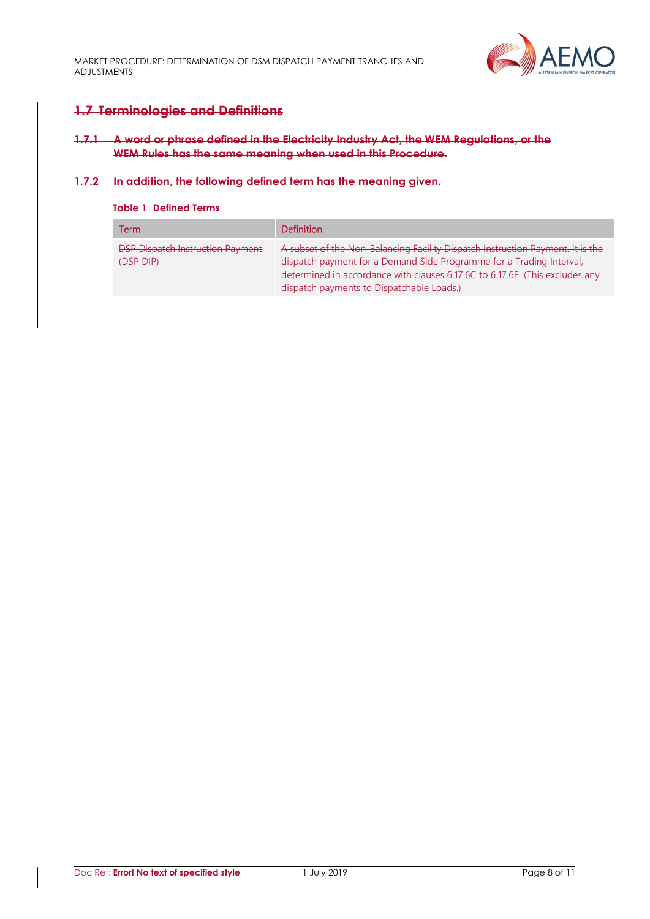## ~~1.7 Terminologies and Definitions~~

**~~1.7.1 A word or phrase defined in the Electricity Industry Act, the WEM Regulations, or the WEM Rules has the same meaning when used in this Procedure.~~**

**~~1.7.2 In addition, the following defined term has the meaning given.~~**

**~~Table 1 Defined Terms~~**

| ~~Term~~ | ~~Definition~~ |
|---|---|
| ~~DSP Dispatch Instruction Payment (DSP DIP)~~ | ~~A subset of the Non-Balancing Facility Dispatch Instruction Payment. It is the dispatch payment for a Demand Side Programme for a Trading Interval, determined in accordance with clauses 6.17.6C to 6.17.6E. (This excludes any dispatch payments to Dispatchable Loads.)~~ |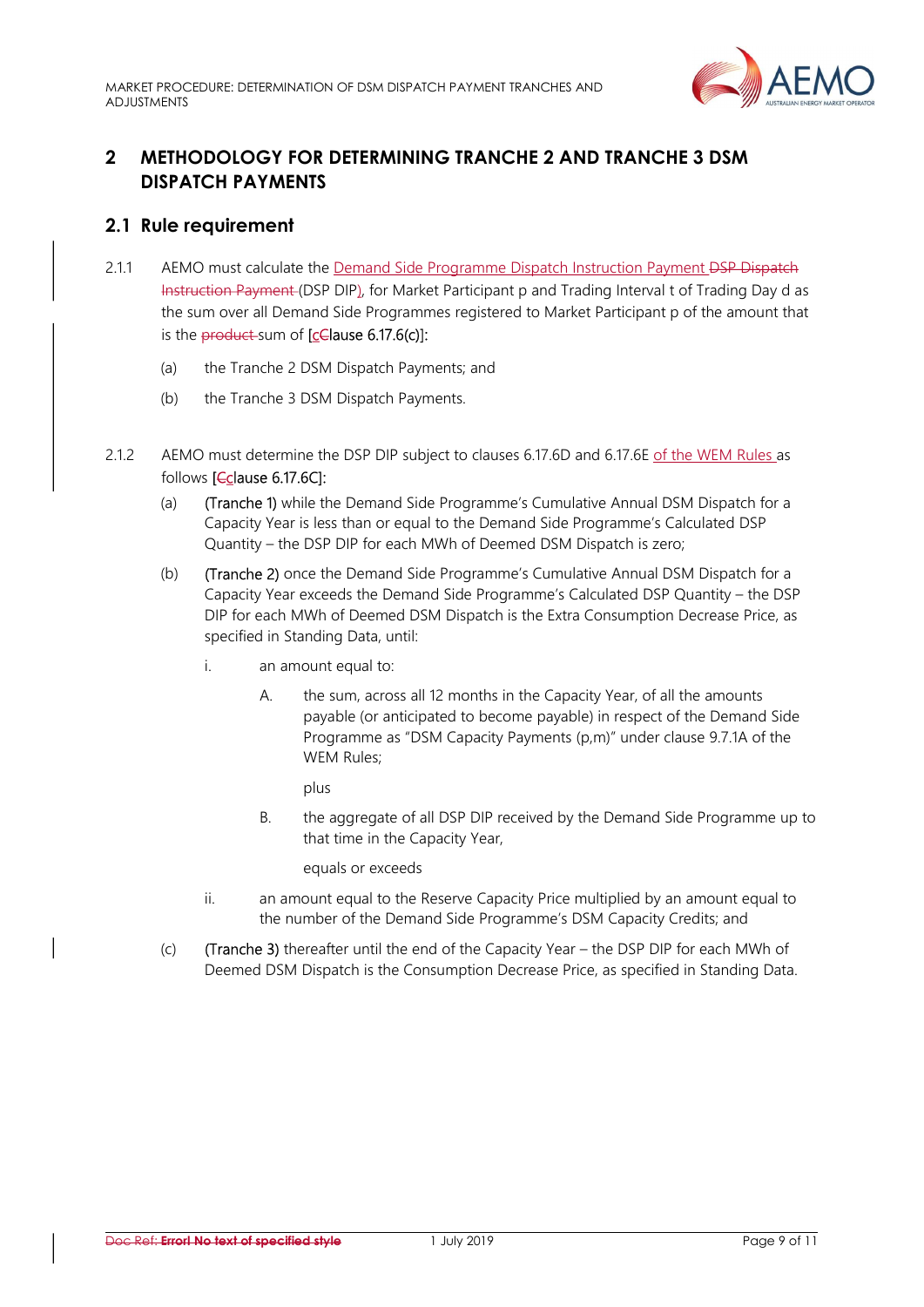# 2 METHODOLOGY FOR DETERMINING TRANCHE 2 AND TRANCHE 3 DSM DISPATCH PAYMENTS

## 2.1 Rule requirement

2.1.1 AEMO must calculate the Demand Side Programme Dispatch Instruction Payment ~~DSP Dispatch Instruction Payment~~ (DSP DIP), for Market Participant p and Trading Interval t of Trading Day d as the sum over all Demand Side Programmes registered to Market Participant p of the amount that is the ~~product~~ sum of [~~C~~clause 6.17.6(c)]:

(a) the Tranche 2 DSM Dispatch Payments; and

(b) the Tranche 3 DSM Dispatch Payments.

2.1.2 AEMO must determine the DSP DIP subject to clauses 6.17.6D and 6.17.6E of the WEM Rules as follows [~~C~~clause 6.17.6C]:

(a) (Tranche 1) while the Demand Side Programme's Cumulative Annual DSM Dispatch for a Capacity Year is less than or equal to the Demand Side Programme's Calculated DSP Quantity – the DSP DIP for each MWh of Deemed DSM Dispatch is zero;

(b) (Tranche 2) once the Demand Side Programme's Cumulative Annual DSM Dispatch for a Capacity Year exceeds the Demand Side Programme's Calculated DSP Quantity – the DSP DIP for each MWh of Deemed DSM Dispatch is the Extra Consumption Decrease Price, as specified in Standing Data, until:

i. an amount equal to:

A. the sum, across all 12 months in the Capacity Year, of all the amounts payable (or anticipated to become payable) in respect of the Demand Side Programme as "DSM Capacity Payments (p,m)" under clause 9.7.1A of the WEM Rules;

plus

B. the aggregate of all DSP DIP received by the Demand Side Programme up to that time in the Capacity Year,

equals or exceeds

ii. an amount equal to the Reserve Capacity Price multiplied by an amount equal to the number of the Demand Side Programme's DSM Capacity Credits; and

(c) (Tranche 3) thereafter until the end of the Capacity Year – the DSP DIP for each MWh of Deemed DSM Dispatch is the Consumption Decrease Price, as specified in Standing Data.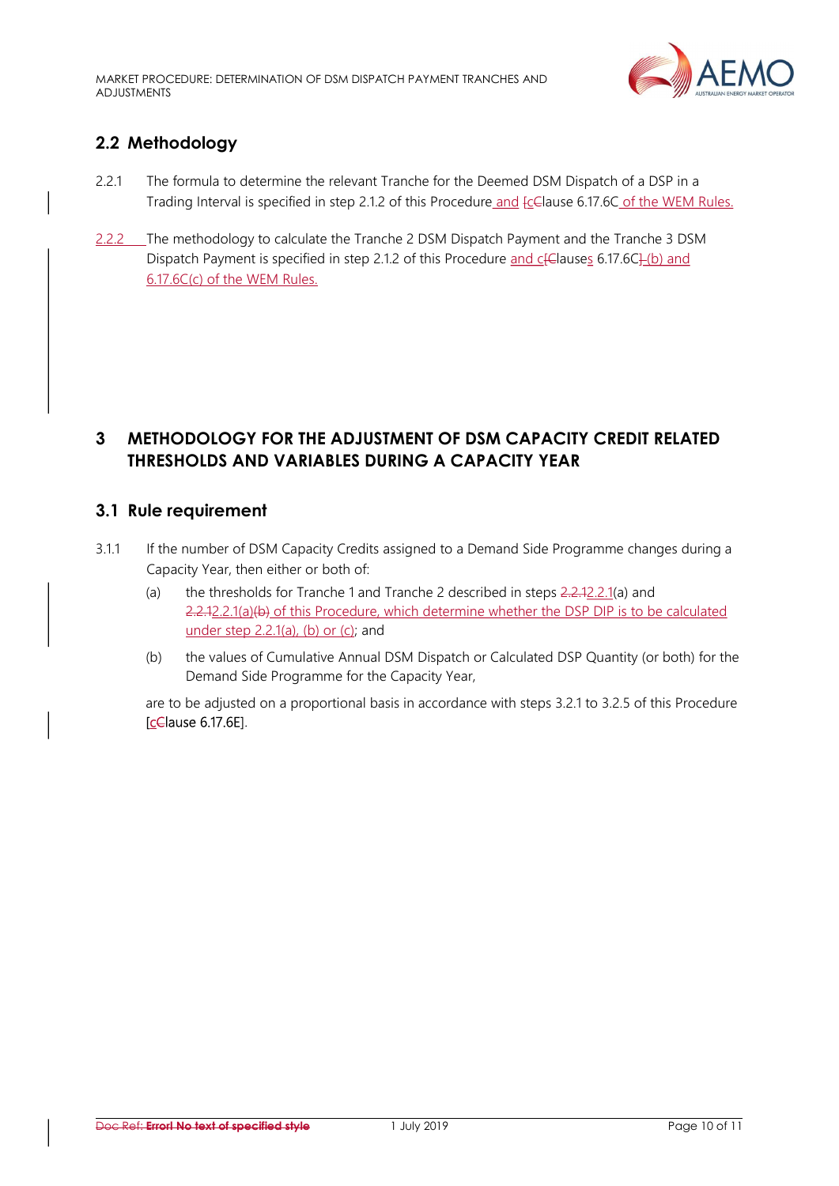## 2.2 Methodology

2.2.1 The formula to determine the relevant Tranche for the Deemed DSM Dispatch of a DSP in a Trading Interval is specified in step 2.1.2 of this Procedure and [cClause 6.17.6C of the WEM Rules.

2.2.2 The methodology to calculate the Tranche 2 DSM Dispatch Payment and the Tranche 3 DSM Dispatch Payment is specified in step 2.1.2 of this Procedure and c[Clauses 6.17.6C](b) and 6.17.6C(c) of the WEM Rules.

# 3 METHODOLOGY FOR THE ADJUSTMENT OF DSM CAPACITY CREDIT RELATED THRESHOLDS AND VARIABLES DURING A CAPACITY YEAR

## 3.1 Rule requirement

3.1.1 If the number of DSM Capacity Credits assigned to a Demand Side Programme changes during a Capacity Year, then either or both of:

(a) the thresholds for Tranche 1 and Tranche 2 described in steps 2.2.12.2.1(a) and 2.2.12.2.1(a)(b) of this Procedure, which determine whether the DSP DIP is to be calculated under step 2.2.1(a), (b) or (c); and

(b) the values of Cumulative Annual DSM Dispatch or Calculated DSP Quantity (or both) for the Demand Side Programme for the Capacity Year,

are to be adjusted on a proportional basis in accordance with steps 3.2.1 to 3.2.5 of this Procedure [cClause 6.17.6E].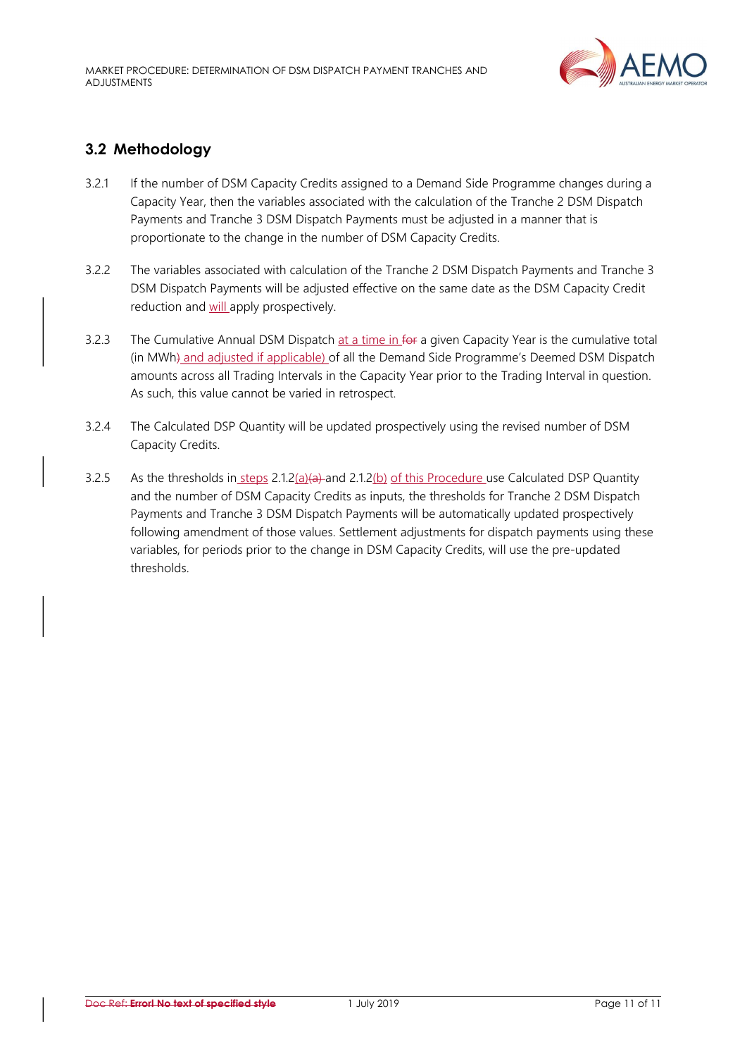## 3.2 Methodology

3.2.1 If the number of DSM Capacity Credits assigned to a Demand Side Programme changes during a Capacity Year, then the variables associated with the calculation of the Tranche 2 DSM Dispatch Payments and Tranche 3 DSM Dispatch Payments must be adjusted in a manner that is proportionate to the change in the number of DSM Capacity Credits.

3.2.2 The variables associated with calculation of the Tranche 2 DSM Dispatch Payments and Tranche 3 DSM Dispatch Payments will be adjusted effective on the same date as the DSM Capacity Credit reduction and will apply prospectively.

3.2.3 The Cumulative Annual DSM Dispatch at a time in ~~for~~ a given Capacity Year is the cumulative total (in MWh) and adjusted if applicable) of all the Demand Side Programme's Deemed DSM Dispatch amounts across all Trading Intervals in the Capacity Year prior to the Trading Interval in question. As such, this value cannot be varied in retrospect.

3.2.4 The Calculated DSP Quantity will be updated prospectively using the revised number of DSM Capacity Credits.

3.2.5 As the thresholds in steps 2.1.2(a)~~(a)~~ and 2.1.2(b) of this Procedure use Calculated DSP Quantity and the number of DSM Capacity Credits as inputs, the thresholds for Tranche 2 DSM Dispatch Payments and Tranche 3 DSM Dispatch Payments will be automatically updated prospectively following amendment of those values. Settlement adjustments for dispatch payments using these variables, for periods prior to the change in DSM Capacity Credits, will use the pre-updated thresholds.